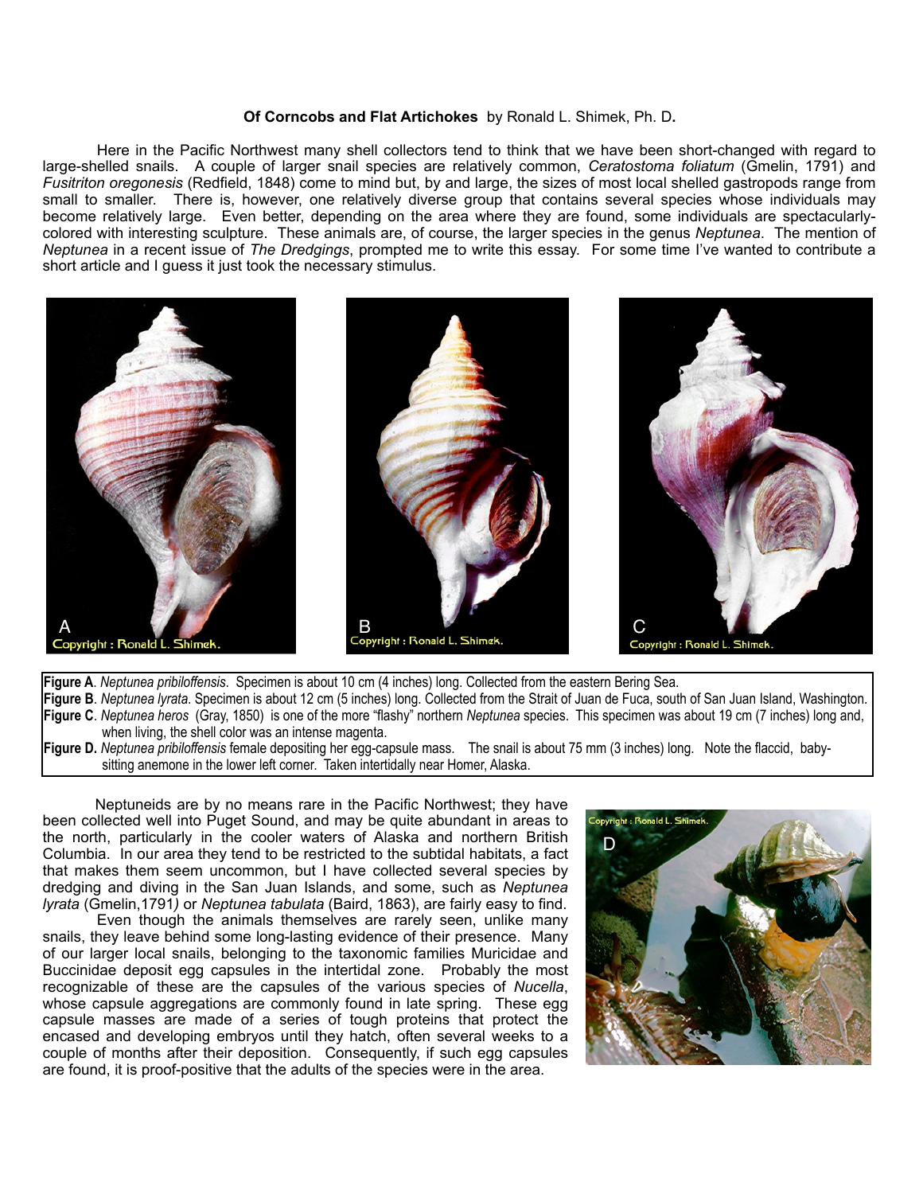**Of Corncobs and Flat Artichokes** by Ronald L. Shimek, Ph. D.

Here in the Pacific Northwest many shell collectors tend to think that we have been short-changed with regard to large-shelled snails. A couple of larger snail species are relatively common, *Ceratostoma foliatum* (Gmelin, 1791) and *Fusitriton oregonesis* (Redfield, 1848) come to mind but, by and large, the sizes of most local shelled gastropods range from small to smaller. There is, however, one relatively diverse group that contains several species whose individuals may become relatively large. Even better, depending on the area where they are found, some individuals are spectacularly-colored with interesting sculpture. These animals are, of course, the larger species in the genus *Neptunea*. The mention of *Neptunea* in a recent issue of *The Dredgings*, prompted me to write this essay. For some time I've wanted to contribute a short article and I guess it just took the necessary stimulus.

**Figure A**. *Neptunea pribiloffensis*. Specimen is about 10 cm (4 inches) long. Collected from the eastern Bering Sea.
**Figure B**. *Neptunea lyrata*. Specimen is about 12 cm (5 inches) long. Collected from the Strait of Juan de Fuca, south of San Juan Island, Washington.
**Figure C**. *Neptunea heros* (Gray, 1850) is one of the more "flashy" northern *Neptunea* species. This specimen was about 19 cm (7 inches) long and, when living, the shell color was an intense magenta.
**Figure D.** *Neptunea pribiloffensis* female depositing her egg-capsule mass. The snail is about 75 mm (3 inches) long. Note the flaccid, baby-sitting anemone in the lower left corner. Taken intertidally near Homer, Alaska.

Neptuneids are by no means rare in the Pacific Northwest; they have been collected well into Puget Sound, and may be quite abundant in areas to the north, particularly in the cooler waters of Alaska and northern British Columbia. In our area they tend to be restricted to the subtidal habitats, a fact that makes them seem uncommon, but I have collected several species by dredging and diving in the San Juan Islands, and some, such as *Neptunea lyrata* (Gmelin,1791*)* or *Neptunea tabulata* (Baird, 1863), are fairly easy to find.

Even though the animals themselves are rarely seen, unlike many snails, they leave behind some long-lasting evidence of their presence. Many of our larger local snails, belonging to the taxonomic families Muricidae and Buccinidae deposit egg capsules in the intertidal zone. Probably the most recognizable of these are the capsules of the various species of *Nucella*, whose capsule aggregations are commonly found in late spring. These egg capsule masses are made of a series of tough proteins that protect the encased and developing embryos until they hatch, often several weeks to a couple of months after their deposition. Consequently, if such egg capsules are found, it is proof-positive that the adults of the species were in the area.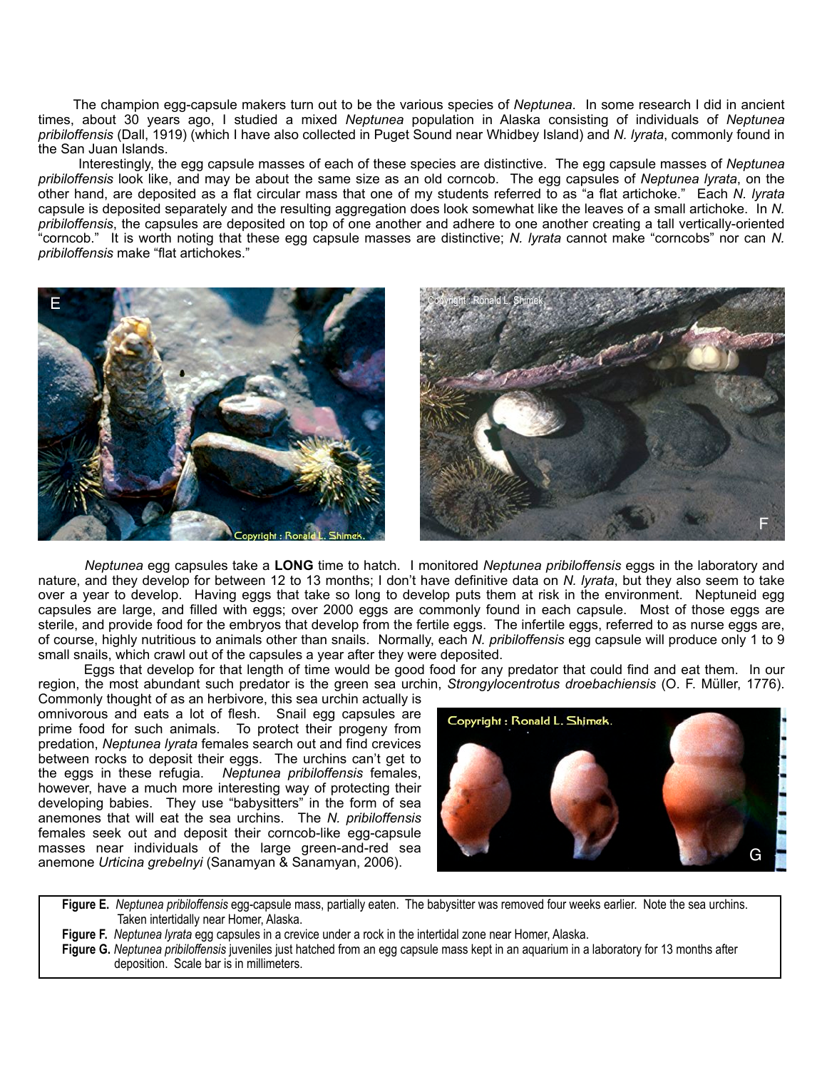The champion egg-capsule makers turn out to be the various species of *Neptunea*. In some research I did in ancient times, about 30 years ago, I studied a mixed *Neptunea* population in Alaska consisting of individuals of *Neptunea pribiloffensis* (Dall, 1919) (which I have also collected in Puget Sound near Whidbey Island) and *N. lyrata*, commonly found in the San Juan Islands.

Interestingly, the egg capsule masses of each of these species are distinctive. The egg capsule masses of *Neptunea pribiloffensis* look like, and may be about the same size as an old corncob. The egg capsules of *Neptunea lyrata*, on the other hand, are deposited as a flat circular mass that one of my students referred to as "a flat artichoke." Each *N. lyrata* capsule is deposited separately and the resulting aggregation does look somewhat like the leaves of a small artichoke. In *N. pribiloffensis*, the capsules are deposited on top of one another and adhere to one another creating a tall vertically-oriented "corncob." It is worth noting that these egg capsule masses are distinctive; *N. lyrata* cannot make "corncobs" nor can *N. pribiloffensis* make "flat artichokes."

*Neptunea* egg capsules take a **LONG** time to hatch. I monitored *Neptunea pribiloffensis* eggs in the laboratory and nature, and they develop for between 12 to 13 months; I don't have definitive data on *N. lyrata*, but they also seem to take over a year to develop. Having eggs that take so long to develop puts them at risk in the environment. Neptuneid egg capsules are large, and filled with eggs; over 2000 eggs are commonly found in each capsule. Most of those eggs are sterile, and provide food for the embryos that develop from the fertile eggs. The infertile eggs, referred to as nurse eggs are, of course, highly nutritious to animals other than snails. Normally, each *N. pribiloffensis* egg capsule will produce only 1 to 9 small snails, which crawl out of the capsules a year after they were deposited.

Eggs that develop for that length of time would be good food for any predator that could find and eat them. In our region, the most abundant such predator is the green sea urchin, *Strongylocentrotus droebachiensis* (O. F. Müller, 1776). Commonly thought of as an herbivore, this sea urchin actually is omnivorous and eats a lot of flesh. Snail egg capsules are prime food for such animals. To protect their progeny from predation, *Neptunea lyrata* females search out and find crevices between rocks to deposit their eggs. The urchins can't get to the eggs in these refugia. *Neptunea pribiloffensis* females, however, have a much more interesting way of protecting their developing babies. They use "babysitters" in the form of sea anemones that will eat the sea urchins. The *N. pribiloffensis* females seek out and deposit their corncob-like egg-capsule masses near individuals of the large green-and-red sea anemone *Urticina grebelnyi* (Sanamyan & Sanamyan, 2006).

**Figure E.** *Neptunea pribiloffensis* egg-capsule mass, partially eaten. The babysitter was removed four weeks earlier. Note the sea urchins. Taken intertidally near Homer, Alaska.

**Figure F.** *Neptunea lyrata* egg capsules in a crevice under a rock in the intertidal zone near Homer, Alaska.

**Figure G.** *Neptunea pribiloffensis* juveniles just hatched from an egg capsule mass kept in an aquarium in a laboratory for 13 months after deposition. Scale bar is in millimeters.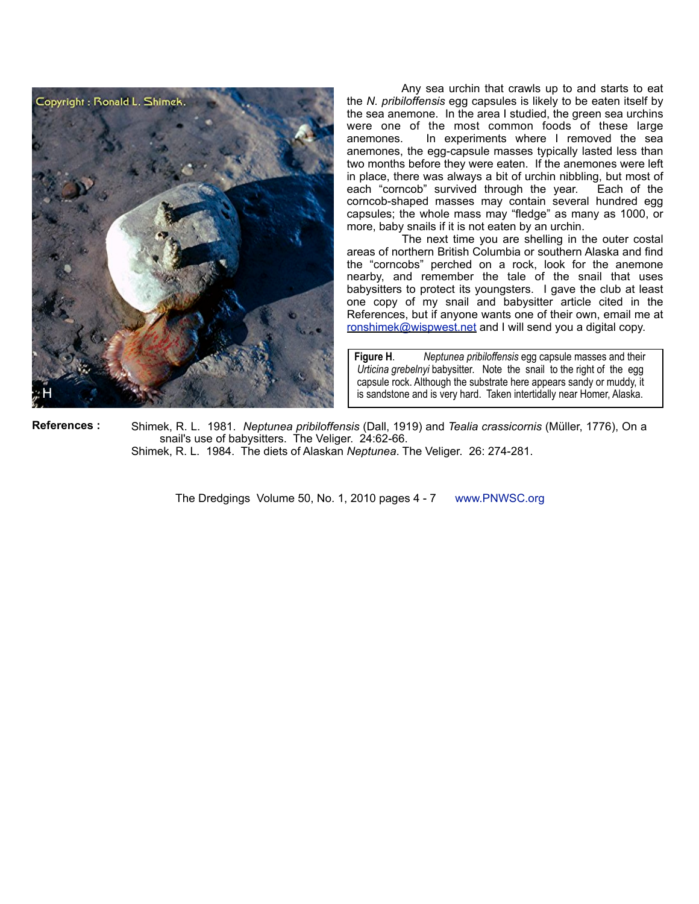Any sea urchin that crawls up to and starts to eat the *N. pribiloffensis* egg capsules is likely to be eaten itself by the sea anemone. In the area I studied, the green sea urchins were one of the most common foods of these large anemones. In experiments where I removed the sea anemones, the egg-capsule masses typically lasted less than two months before they were eaten. If the anemones were left in place, there was always a bit of urchin nibbling, but most of each "corncob" survived through the year. Each of the corncob-shaped masses may contain several hundred egg capsules; the whole mass may "fledge" as many as 1000, or more, baby snails if it is not eaten by an urchin.

The next time you are shelling in the outer costal areas of northern British Columbia or southern Alaska and find the "corncobs" perched on a rock, look for the anemone nearby, and remember the tale of the snail that uses babysitters to protect its youngsters. I gave the club at least one copy of my snail and babysitter article cited in the References, but if anyone wants one of their own, email me at ronshimek@wispwest.net and I will send you a digital copy.

**Figure H**. *Neptunea pribiloffensis* egg capsule masses and their *Urticina grebelnyi* babysitter. Note the snail to the right of the egg capsule rock. Although the substrate here appears sandy or muddy, it is sandstone and is very hard. Taken intertidally near Homer, Alaska.

**References :**

Shimek, R. L. 1981. *Neptunea pribiloffensis* (Dall, 1919) and *Tealia crassicornis* (Müller, 1776), On a snail's use of babysitters. The Veliger. 24:62-66.

Shimek, R. L. 1984. The diets of Alaskan *Neptunea*. The Veliger. 26: 274-281.